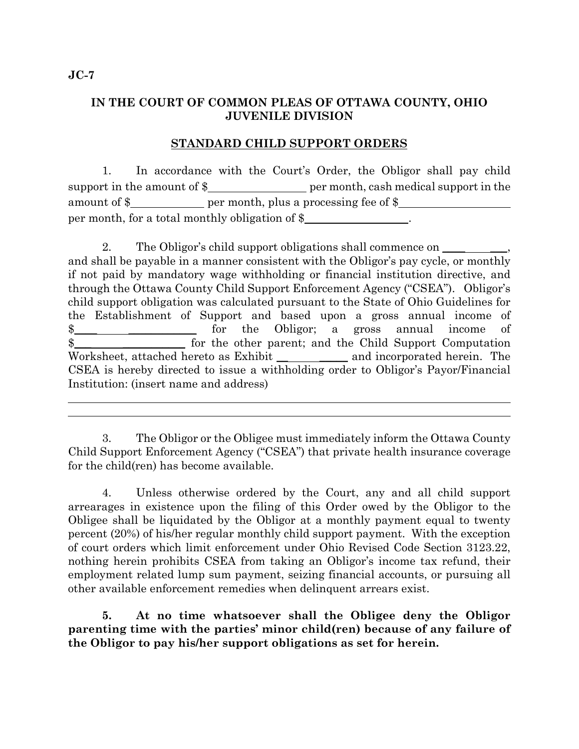**JC-7**

## IN THE COURT OF COMMON PLEAS OF OTTAWA COUNTY, OHIO
## JUVENILE DIVISION

### STANDARD CHILD SUPPORT ORDERS

1. In accordance with the Court's Order, the Obligor shall pay child support in the amount of $_________________ per month, cash medical support in the amount of $_____________ per month, plus a processing fee of $____________________ per month, for a total monthly obligation of $__________________.

2. The Obligor's child support obligations shall commence on ____________, and shall be payable in a manner consistent with the Obligor's pay cycle, or monthly if not paid by mandatory wage withholding or financial institution directive, and through the Ottawa County Child Support Enforcement Agency ("CSEA"). Obligor's child support obligation was calculated pursuant to the State of Ohio Guidelines for the Establishment of Support and based upon a gross annual income of $_____________________ for the Obligor; a gross annual income of $_____________________ for the other parent; and the Child Support Computation Worksheet, attached hereto as Exhibit ____________ and incorporated herein. The CSEA is hereby directed to issue a withholding order to Obligor's Payor/Financial Institution: (insert name and address)

______________________________________________________________________________

______________________________________________________________________________

3. The Obligor or the Obligee must immediately inform the Ottawa County Child Support Enforcement Agency ("CSEA") that private health insurance coverage for the child(ren) has become available.

4. Unless otherwise ordered by the Court, any and all child support arrearages in existence upon the filing of this Order owed by the Obligor to the Obligee shall be liquidated by the Obligor at a monthly payment equal to twenty percent (20%) of his/her regular monthly child support payment. With the exception of court orders which limit enforcement under Ohio Revised Code Section 3123.22, nothing herein prohibits CSEA from taking an Obligor's income tax refund, their employment related lump sum payment, seizing financial accounts, or pursuing all other available enforcement remedies when delinquent arrears exist.

**5. At no time whatsoever shall the Obligee deny the Obligor parenting time with the parties' minor child(ren) because of any failure of the Obligor to pay his/her support obligations as set for herein.**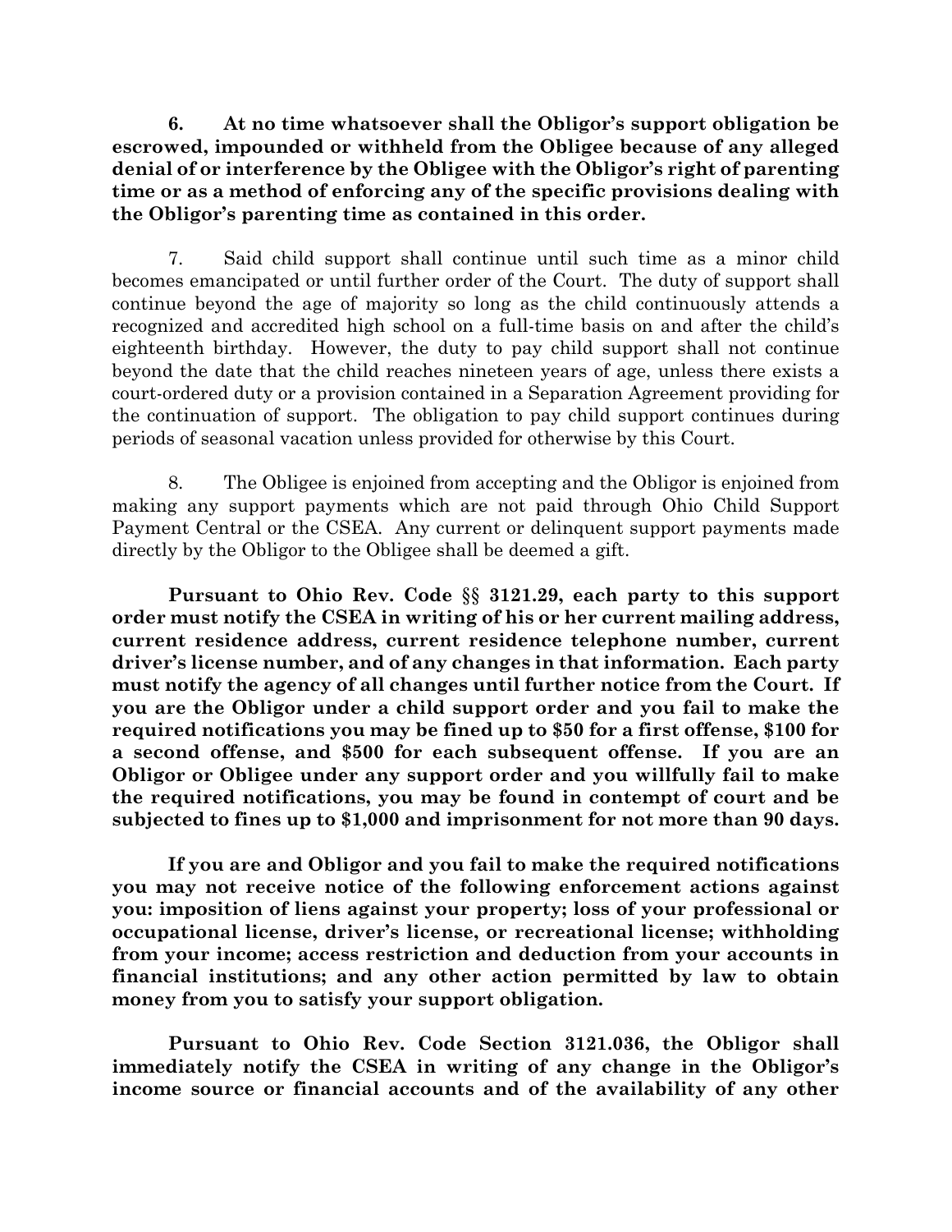**6. At no time whatsoever shall the Obligor's support obligation be escrowed, impounded or withheld from the Obligee because of any alleged denial of or interference by the Obligee with the Obligor's right of parenting time or as a method of enforcing any of the specific provisions dealing with the Obligor's parenting time as contained in this order.**

7. Said child support shall continue until such time as a minor child becomes emancipated or until further order of the Court. The duty of support shall continue beyond the age of majority so long as the child continuously attends a recognized and accredited high school on a full-time basis on and after the child's eighteenth birthday. However, the duty to pay child support shall not continue beyond the date that the child reaches nineteen years of age, unless there exists a court-ordered duty or a provision contained in a Separation Agreement providing for the continuation of support. The obligation to pay child support continues during periods of seasonal vacation unless provided for otherwise by this Court.

8. The Obligee is enjoined from accepting and the Obligor is enjoined from making any support payments which are not paid through Ohio Child Support Payment Central or the CSEA. Any current or delinquent support payments made directly by the Obligor to the Obligee shall be deemed a gift.

**Pursuant to Ohio Rev. Code §§ 3121.29, each party to this support order must notify the CSEA in writing of his or her current mailing address, current residence address, current residence telephone number, current driver's license number, and of any changes in that information. Each party must notify the agency of all changes until further notice from the Court. If you are the Obligor under a child support order and you fail to make the required notifications you may be fined up to $50 for a first offense, $100 for a second offense, and $500 for each subsequent offense. If you are an Obligor or Obligee under any support order and you willfully fail to make the required notifications, you may be found in contempt of court and be subjected to fines up to $1,000 and imprisonment for not more than 90 days.**

**If you are and Obligor and you fail to make the required notifications you may not receive notice of the following enforcement actions against you: imposition of liens against your property; loss of your professional or occupational license, driver's license, or recreational license; withholding from your income; access restriction and deduction from your accounts in financial institutions; and any other action permitted by law to obtain money from you to satisfy your support obligation.**

**Pursuant to Ohio Rev. Code Section 3121.036, the Obligor shall immediately notify the CSEA in writing of any change in the Obligor's income source or financial accounts and of the availability of any other**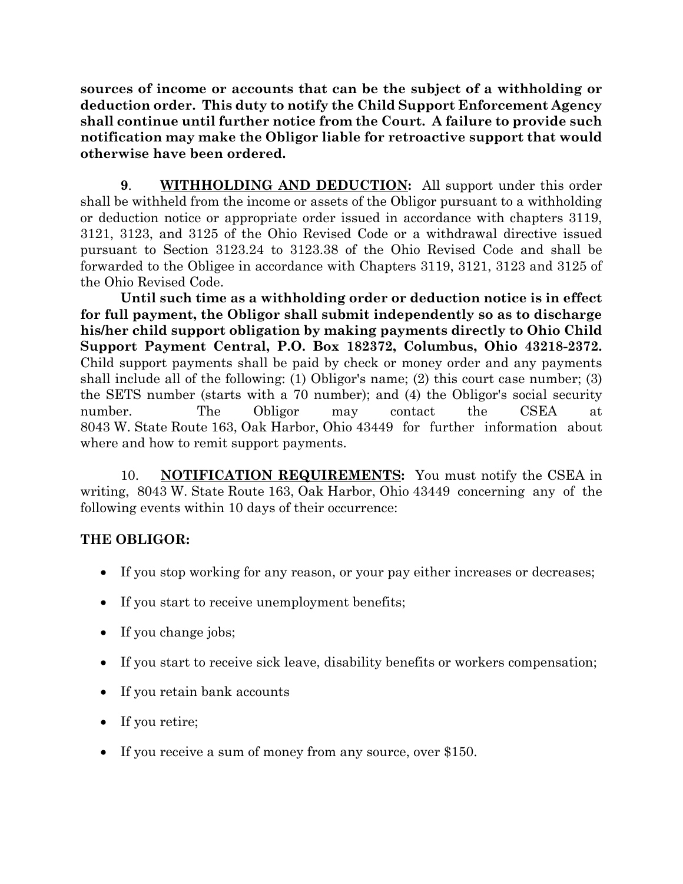**sources of income or accounts that can be the subject of a withholding or deduction order. This duty to notify the Child Support Enforcement Agency shall continue until further notice from the Court. A failure to provide such notification may make the Obligor liable for retroactive support that would otherwise have been ordered.**

**9**. **<u>WITHHOLDING AND DEDUCTION</u>:** All support under this order shall be withheld from the income or assets of the Obligor pursuant to a withholding or deduction notice or appropriate order issued in accordance with chapters 3119, 3121, 3123, and 3125 of the Ohio Revised Code or a withdrawal directive issued pursuant to Section 3123.24 to 3123.38 of the Ohio Revised Code and shall be forwarded to the Obligee in accordance with Chapters 3119, 3121, 3123 and 3125 of the Ohio Revised Code.

**Until such time as a withholding order or deduction notice is in effect for full payment, the Obligor shall submit independently so as to discharge his/her child support obligation by making payments directly to Ohio Child Support Payment Central, P.O. Box 182372, Columbus, Ohio 43218-2372.** Child support payments shall be paid by check or money order and any payments shall include all of the following: (1) Obligor's name; (2) this court case number; (3) the SETS number (starts with a 70 number); and (4) the Obligor's social security number. The Obligor may contact the CSEA at 8043 W. State Route 163, Oak Harbor, Ohio 43449 for further information about where and how to remit support payments.

10. **<u>NOTIFICATION REQUIREMENTS</u>:** You must notify the CSEA in writing, 8043 W. State Route 163, Oak Harbor, Ohio 43449 concerning any of the following events within 10 days of their occurrence:

**THE OBLIGOR:**

- If you stop working for any reason, or your pay either increases or decreases;
- If you start to receive unemployment benefits;
- If you change jobs;
- If you start to receive sick leave, disability benefits or workers compensation;
- If you retain bank accounts
- If you retire;
- If you receive a sum of money from any source, over $150.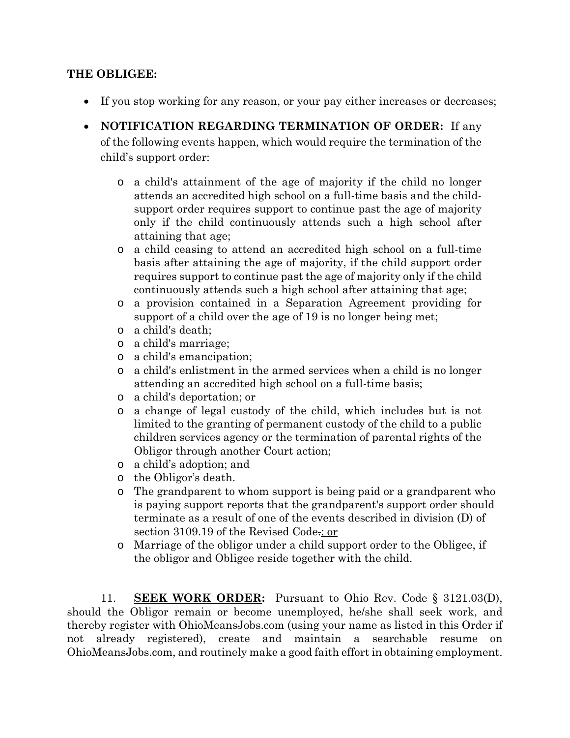**THE OBLIGEE:**

- If you stop working for any reason, or your pay either increases or decreases;
- **NOTIFICATION REGARDING TERMINATION OF ORDER:** If any of the following events happen, which would require the termination of the child's support order:
  - a child's attainment of the age of majority if the child no longer attends an accredited high school on a full-time basis and the child-support order requires support to continue past the age of majority only if the child continuously attends such a high school after attaining that age;
  - a child ceasing to attend an accredited high school on a full-time basis after attaining the age of majority, if the child support order requires support to continue past the age of majority only if the child continuously attends such a high school after attaining that age;
  - a provision contained in a Separation Agreement providing for support of a child over the age of 19 is no longer being met;
  - a child's death;
  - a child's marriage;
  - a child's emancipation;
  - a child's enlistment in the armed services when a child is no longer attending an accredited high school on a full-time basis;
  - a child's deportation; or
  - a change of legal custody of the child, which includes but is not limited to the granting of permanent custody of the child to a public children services agency or the termination of parental rights of the Obligor through another Court action;
  - a child's adoption; and
  - the Obligor's death.
  - The grandparent to whom support is being paid or a grandparent who is paying support reports that the grandparent's support order should terminate as a result of one of the events described in division (D) of section 3109.19 of the Revised Code~~.~~; or
  - Marriage of the obligor under a child support order to the Obligee, if the obligor and Obligee reside together with the child.

11. **SEEK WORK ORDER:** Pursuant to Ohio Rev. Code § 3121.03(D), should the Obligor remain or become unemployed, he/she shall seek work, and thereby register with OhioMeansJobs.com (using your name as listed in this Order if not already registered), create and maintain a searchable resume on OhioMeansJobs.com, and routinely make a good faith effort in obtaining employment.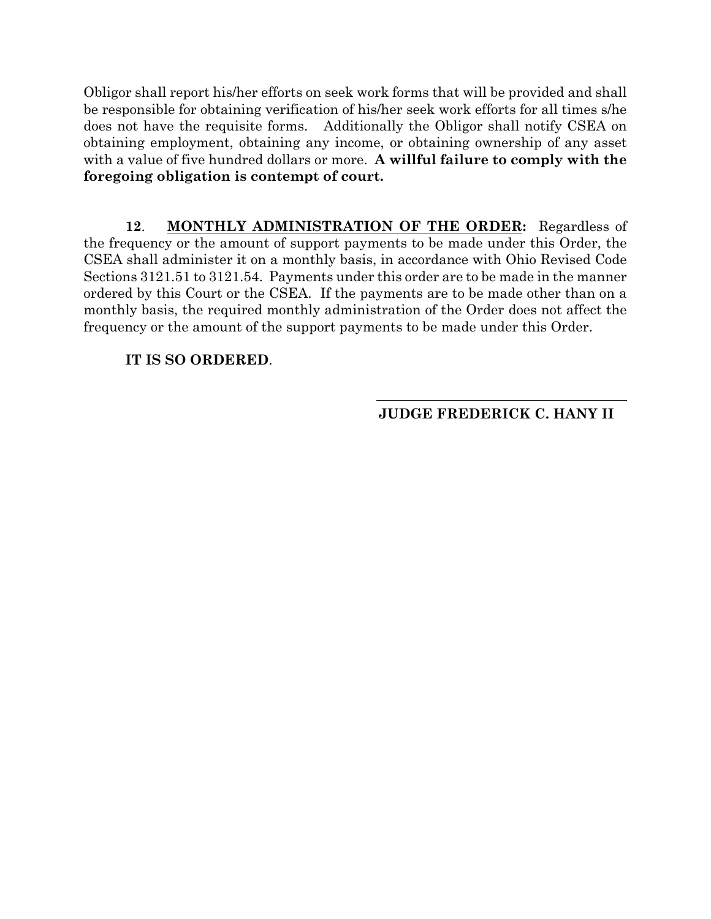Obligor shall report his/her efforts on seek work forms that will be provided and shall be responsible for obtaining verification of his/her seek work efforts for all times s/he does not have the requisite forms. Additionally the Obligor shall notify CSEA on obtaining employment, obtaining any income, or obtaining ownership of any asset with a value of five hundred dollars or more. **A willful failure to comply with the foregoing obligation is contempt of court.**

**12**. **<u>MONTHLY ADMINISTRATION OF THE ORDER</u>:** Regardless of the frequency or the amount of support payments to be made under this Order, the CSEA shall administer it on a monthly basis, in accordance with Ohio Revised Code Sections 3121.51 to 3121.54. Payments under this order are to be made in the manner ordered by this Court or the CSEA. If the payments are to be made other than on a monthly basis, the required monthly administration of the Order does not affect the frequency or the amount of the support payments to be made under this Order.

**IT IS SO ORDERED**.

______________________________

**JUDGE FREDERICK C. HANY II**